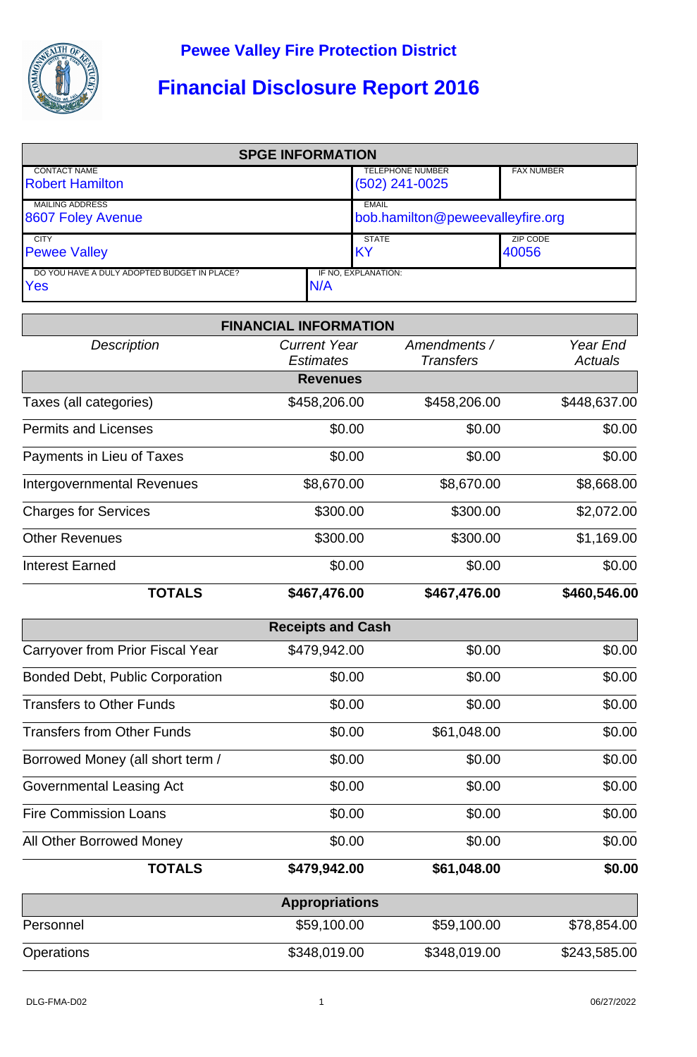# Pewee Valley Fire Protection District

# Financial Disclosure Report 2016

| SPGE INFORMATION | | | |
|---|---|---|---|
| CONTACT NAME<br>Robert Hamilton | | TELEPHONE NUMBER<br>(502) 241-0025 | FAX NUMBER |
| MAILING ADDRESS<br>8607 Foley Avenue | | EMAIL<br>bob.hamilton@peweevalleyfire.org | |
| CITY<br>Pewee Valley | | STATE<br>KY | ZIP CODE<br>40056 |
| DO YOU HAVE A DULY ADOPTED BUDGET IN PLACE?<br>Yes | IF NO, EXPLANATION:<br>N/A | | |

| FINANCIAL INFORMATION | | | |
|---|---|---|---|
| *Description* | *Current Year Estimates* | *Amendments / Transfers* | *Year End Actuals* |
| **Revenues** | | | |
| Taxes (all categories) | $458,206.00 | $458,206.00 | $448,637.00 |
| Permits and Licenses | $0.00 | $0.00 | $0.00 |
| Payments in Lieu of Taxes | $0.00 | $0.00 | $0.00 |
| Intergovernmental Revenues | $8,670.00 | $8,670.00 | $8,668.00 |
| Charges for Services | $300.00 | $300.00 | $2,072.00 |
| Other Revenues | $300.00 | $300.00 | $1,169.00 |
| Interest Earned | $0.00 | $0.00 | $0.00 |
| **TOTALS** | **$467,476.00** | **$467,476.00** | **$460,546.00** |
| **Receipts and Cash** | | | |
| Carryover from Prior Fiscal Year | $479,942.00 | $0.00 | $0.00 |
| Bonded Debt, Public Corporation | $0.00 | $0.00 | $0.00 |
| Transfers to Other Funds | $0.00 | $0.00 | $0.00 |
| Transfers from Other Funds | $0.00 | $61,048.00 | $0.00 |
| Borrowed Money (all short term / | $0.00 | $0.00 | $0.00 |
| Governmental Leasing Act | $0.00 | $0.00 | $0.00 |
| Fire Commission Loans | $0.00 | $0.00 | $0.00 |
| All Other Borrowed Money | $0.00 | $0.00 | $0.00 |
| **TOTALS** | **$479,942.00** | **$61,048.00** | **$0.00** |
| **Appropriations** | | | |
| Personnel | $59,100.00 | $59,100.00 | $78,854.00 |
| Operations | $348,019.00 | $348,019.00 | $243,585.00 |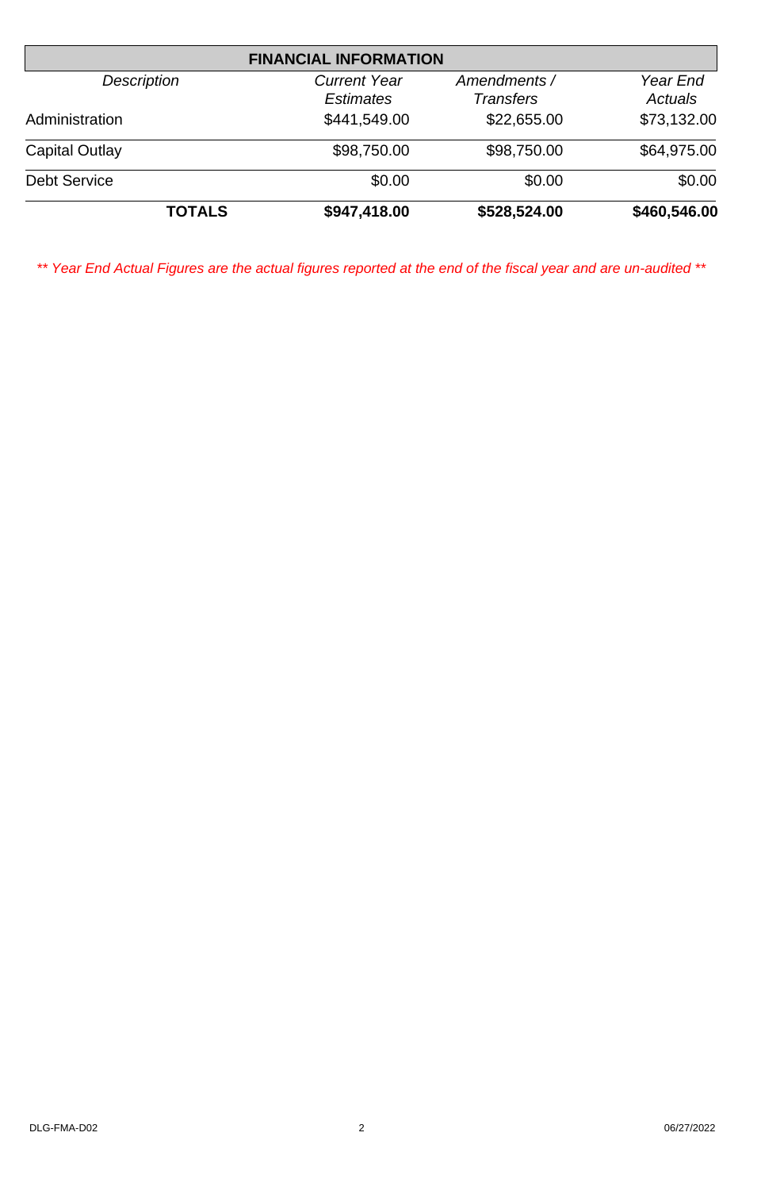| FINANCIAL INFORMATION | | | |
|---|---|---|---|
| *Description* | *Current Year Estimates* | *Amendments / Transfers* | *Year End Actuals* |
| Administration | $441,549.00 | $22,655.00 | $73,132.00 |
| Capital Outlay | $98,750.00 | $98,750.00 | $64,975.00 |
| Debt Service | $0.00 | $0.00 | $0.00 |
| **TOTALS** | **$947,418.00** | **$528,524.00** | **$460,546.00** |

*** Year End Actual Figures are the actual figures reported at the end of the fiscal year and are un-audited ***